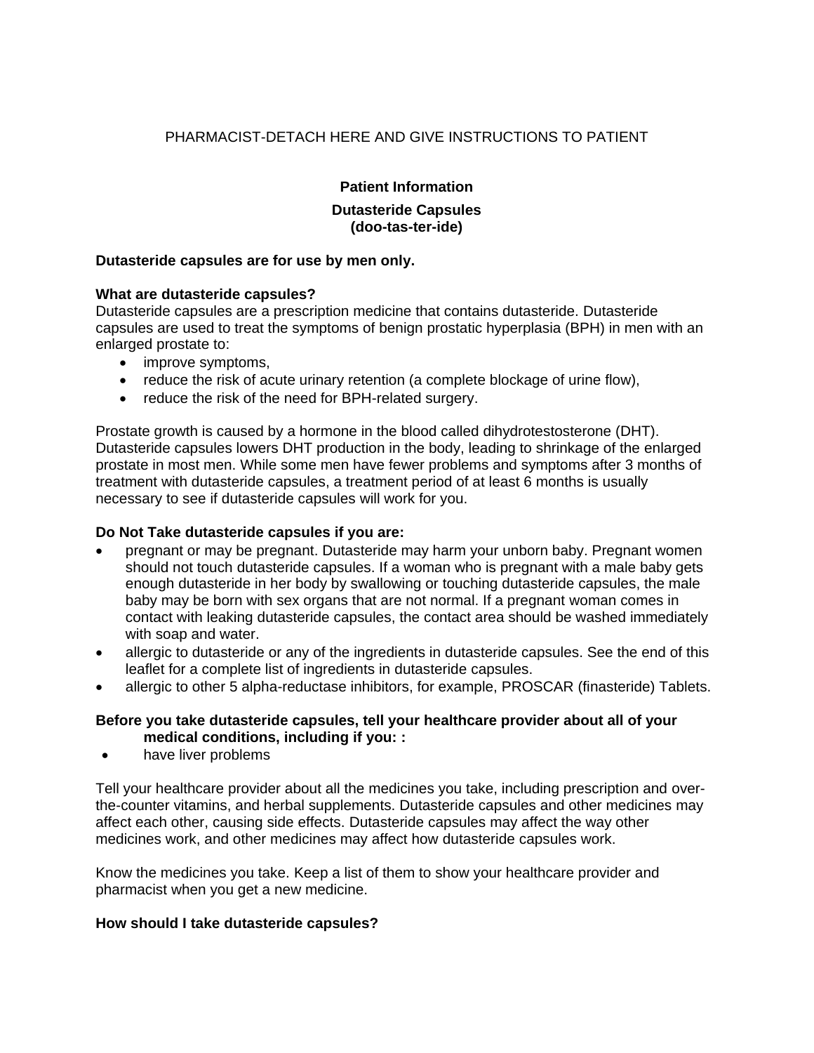PHARMACIST-DETACH HERE AND GIVE INSTRUCTIONS TO PATIENT

# Patient Information

## Dutasteride Capsules
**(doo-tas-ter-ide)**

**Dutasteride capsules are for use by men only.**

**What are dutasteride capsules?**
Dutasteride capsules are a prescription medicine that contains dutasteride. Dutasteride capsules are used to treat the symptoms of benign prostatic hyperplasia (BPH) in men with an enlarged prostate to:

- improve symptoms,
- reduce the risk of acute urinary retention (a complete blockage of urine flow),
- reduce the risk of the need for BPH-related surgery.

Prostate growth is caused by a hormone in the blood called dihydrotestosterone (DHT). Dutasteride capsules lowers DHT production in the body, leading to shrinkage of the enlarged prostate in most men. While some men have fewer problems and symptoms after 3 months of treatment with dutasteride capsules, a treatment period of at least 6 months is usually necessary to see if dutasteride capsules will work for you.

**Do Not Take dutasteride capsules if you are:**

- pregnant or may be pregnant. Dutasteride may harm your unborn baby. Pregnant women should not touch dutasteride capsules. If a woman who is pregnant with a male baby gets enough dutasteride in her body by swallowing or touching dutasteride capsules, the male baby may be born with sex organs that are not normal. If a pregnant woman comes in contact with leaking dutasteride capsules, the contact area should be washed immediately with soap and water.
- allergic to dutasteride or any of the ingredients in dutasteride capsules. See the end of this leaflet for a complete list of ingredients in dutasteride capsules.
- allergic to other 5 alpha-reductase inhibitors, for example, PROSCAR (finasteride) Tablets.

**Before you take dutasteride capsules, tell your healthcare provider about all of your medical conditions, including if you: :**

- have liver problems

Tell your healthcare provider about all the medicines you take, including prescription and over-the-counter vitamins, and herbal supplements. Dutasteride capsules and other medicines may affect each other, causing side effects. Dutasteride capsules may affect the way other medicines work, and other medicines may affect how dutasteride capsules work.

Know the medicines you take. Keep a list of them to show your healthcare provider and pharmacist when you get a new medicine.

**How should I take dutasteride capsules?**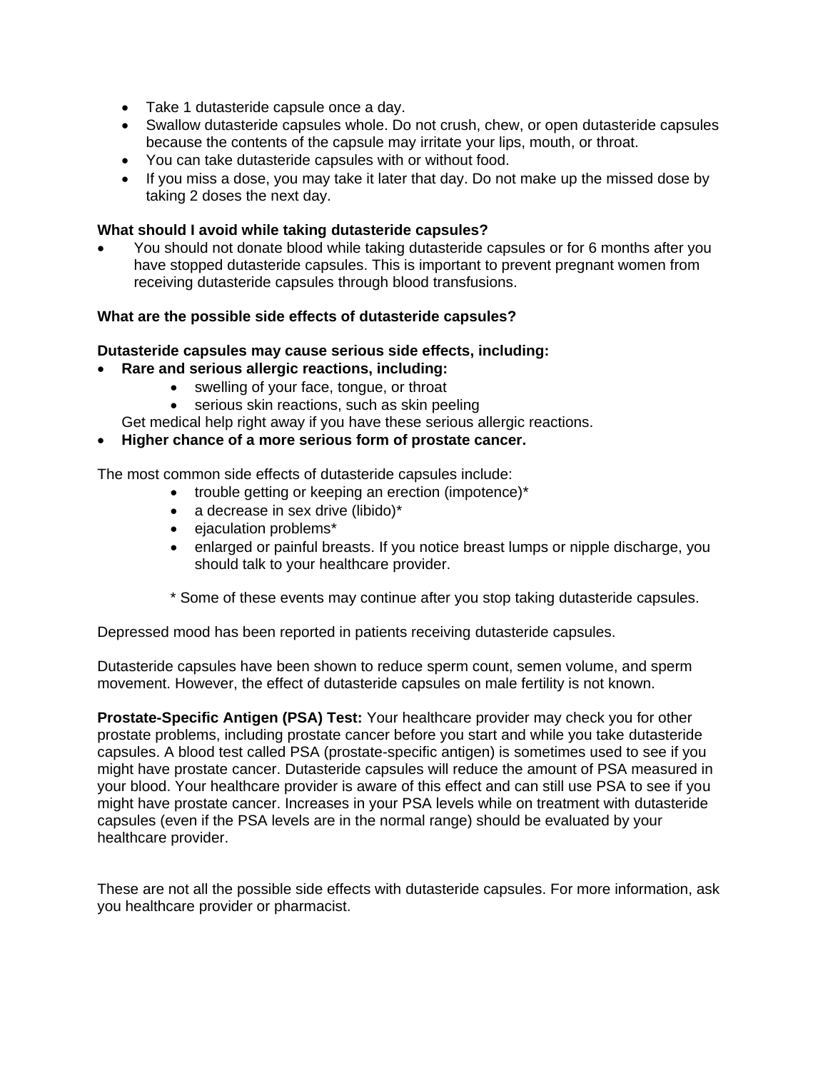- Take 1 dutasteride capsule once a day.
- Swallow dutasteride capsules whole. Do not crush, chew, or open dutasteride capsules because the contents of the capsule may irritate your lips, mouth, or throat.
- You can take dutasteride capsules with or without food.
- If you miss a dose, you may take it later that day. Do not make up the missed dose by taking 2 doses the next day.

**What should I avoid while taking dutasteride capsules?**

- You should not donate blood while taking dutasteride capsules or for 6 months after you have stopped dutasteride capsules. This is important to prevent pregnant women from receiving dutasteride capsules through blood transfusions.

**What are the possible side effects of dutasteride capsules?**

**Dutasteride capsules may cause serious side effects, including:**

- **Rare and serious allergic reactions, including:**
    - swelling of your face, tongue, or throat
    - serious skin reactions, such as skin peeling

  Get medical help right away if you have these serious allergic reactions.
- **Higher chance of a more serious form of prostate cancer.**

The most common side effects of dutasteride capsules include:

- trouble getting or keeping an erection (impotence)*
- a decrease in sex drive (libido)*
- ejaculation problems*
- enlarged or painful breasts. If you notice breast lumps or nipple discharge, you should talk to your healthcare provider.

\* Some of these events may continue after you stop taking dutasteride capsules.

Depressed mood has been reported in patients receiving dutasteride capsules.

Dutasteride capsules have been shown to reduce sperm count, semen volume, and sperm movement. However, the effect of dutasteride capsules on male fertility is not known.

**Prostate-Specific Antigen (PSA) Test:** Your healthcare provider may check you for other prostate problems, including prostate cancer before you start and while you take dutasteride capsules. A blood test called PSA (prostate-specific antigen) is sometimes used to see if you might have prostate cancer. Dutasteride capsules will reduce the amount of PSA measured in your blood. Your healthcare provider is aware of this effect and can still use PSA to see if you might have prostate cancer. Increases in your PSA levels while on treatment with dutasteride capsules (even if the PSA levels are in the normal range) should be evaluated by your healthcare provider.

These are not all the possible side effects with dutasteride capsules. For more information, ask you healthcare provider or pharmacist.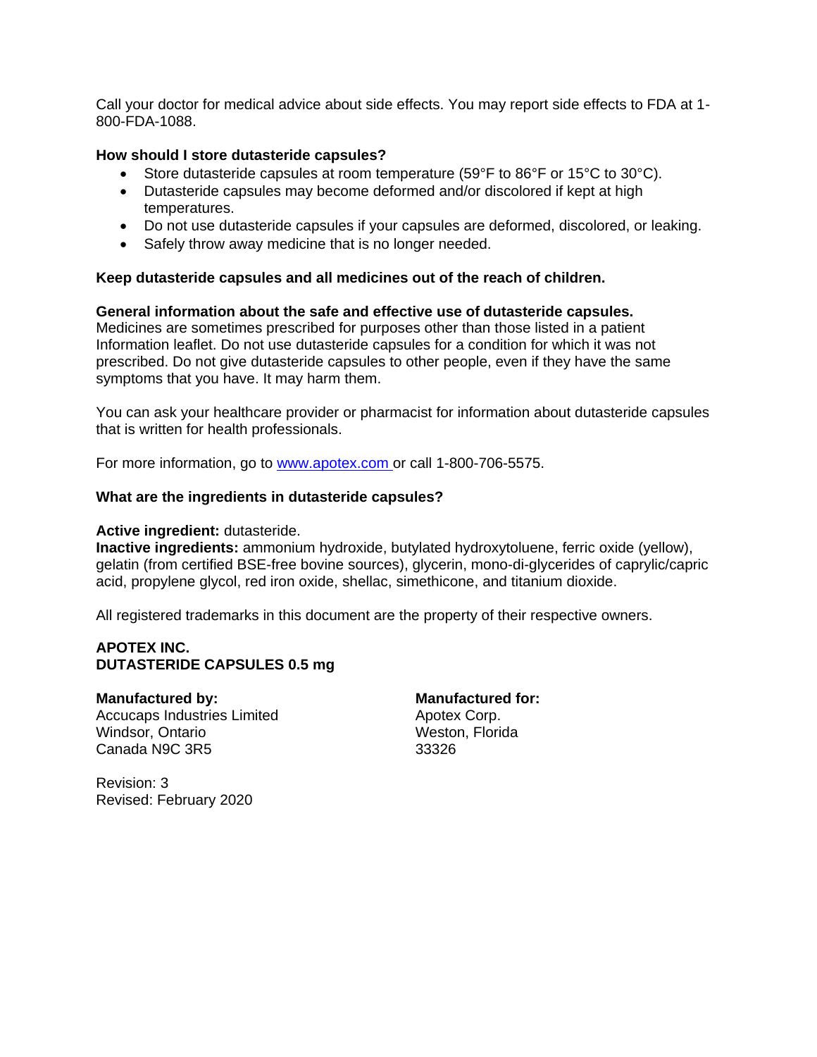Call your doctor for medical advice about side effects. You may report side effects to FDA at 1-800-FDA-1088.

**How should I store dutasteride capsules?**

- Store dutasteride capsules at room temperature (59°F to 86°F or 15°C to 30°C).
- Dutasteride capsules may become deformed and/or discolored if kept at high temperatures.
- Do not use dutasteride capsules if your capsules are deformed, discolored, or leaking.
- Safely throw away medicine that is no longer needed.

**Keep dutasteride capsules and all medicines out of the reach of children.**

**General information about the safe and effective use of dutasteride capsules.**
Medicines are sometimes prescribed for purposes other than those listed in a patient Information leaflet. Do not use dutasteride capsules for a condition for which it was not prescribed. Do not give dutasteride capsules to other people, even if they have the same symptoms that you have. It may harm them.

You can ask your healthcare provider or pharmacist for information about dutasteride capsules that is written for health professionals.

For more information, go to www.apotex.com or call 1-800-706-5575.

**What are the ingredients in dutasteride capsules?**

**Active ingredient:** dutasteride.
**Inactive ingredients:** ammonium hydroxide, butylated hydroxytoluene, ferric oxide (yellow), gelatin (from certified BSE-free bovine sources), glycerin, mono-di-glycerides of caprylic/capric acid, propylene glycol, red iron oxide, shellac, simethicone, and titanium dioxide.

All registered trademarks in this document are the property of their respective owners.

**APOTEX INC.**
**DUTASTERIDE CAPSULES 0.5 mg**

**Manufactured by:**
Accucaps Industries Limited
Windsor, Ontario
Canada N9C 3R5

**Manufactured for:**
Apotex Corp.
Weston, Florida
33326

Revision: 3
Revised: February 2020